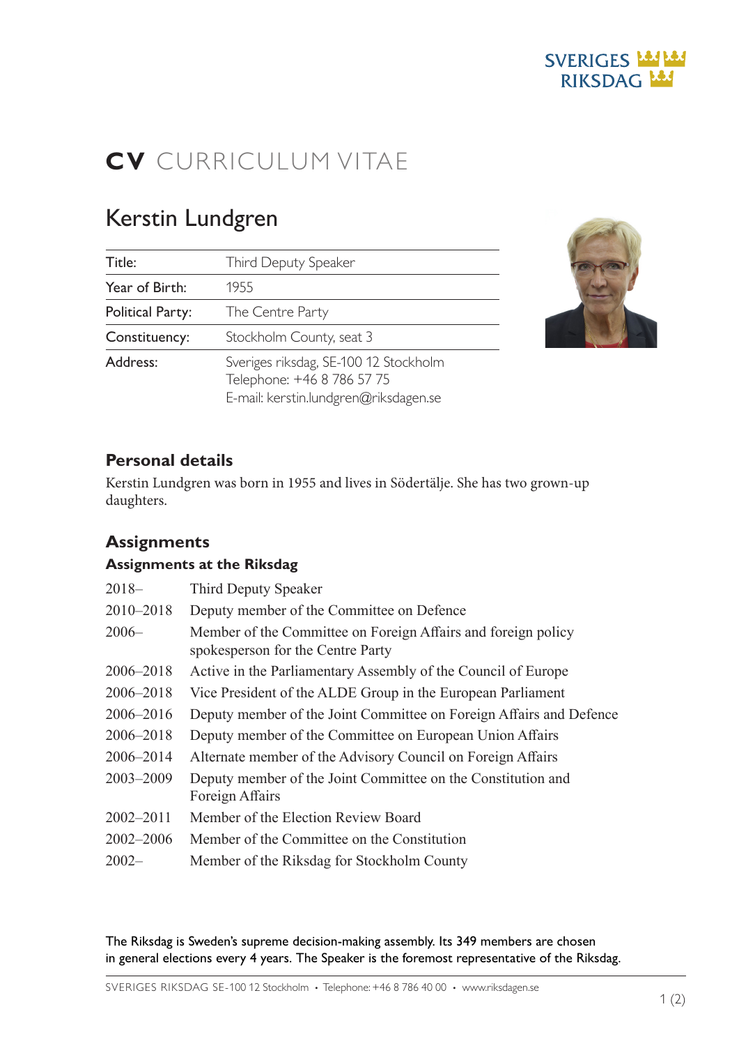SVERIGES RIKSDAG

# CV CURRICULUM VITAE

## Kerstin Lundgren

| Title: | Third Deputy Speaker |
|---|---|
| Year of Birth: | 1955 |
| Political Party: | The Centre Party |
| Constituency: | Stockholm County, seat 3 |
| Address: | Sveriges riksdag, SE-100 12 Stockholm<br>Telephone: +46 8 786 57 75<br>E-mail: kerstin.lundgren@riksdagen.se |

### Personal details

Kerstin Lundgren was born in 1955 and lives in Södertälje. She has two grown-up daughters.

### Assignments

#### Assignments at the Riksdag

| | |
|---|---|
| 2018– | Third Deputy Speaker |
| 2010–2018 | Deputy member of the Committee on Defence |
| 2006– | Member of the Committee on Foreign Affairs and foreign policy spokesperson for the Centre Party |
| 2006–2018 | Active in the Parliamentary Assembly of the Council of Europe |
| 2006–2018 | Vice President of the ALDE Group in the European Parliament |
| 2006–2016 | Deputy member of the Joint Committee on Foreign Affairs and Defence |
| 2006–2018 | Deputy member of the Committee on European Union Affairs |
| 2006–2014 | Alternate member of the Advisory Council on Foreign Affairs |
| 2003–2009 | Deputy member of the Joint Committee on the Constitution and Foreign Affairs |
| 2002–2011 | Member of the Election Review Board |
| 2002–2006 | Member of the Committee on the Constitution |
| 2002– | Member of the Riksdag for Stockholm County |

The Riksdag is Sweden's supreme decision-making assembly. Its 349 members are chosen in general elections every 4 years. The Speaker is the foremost representative of the Riksdag.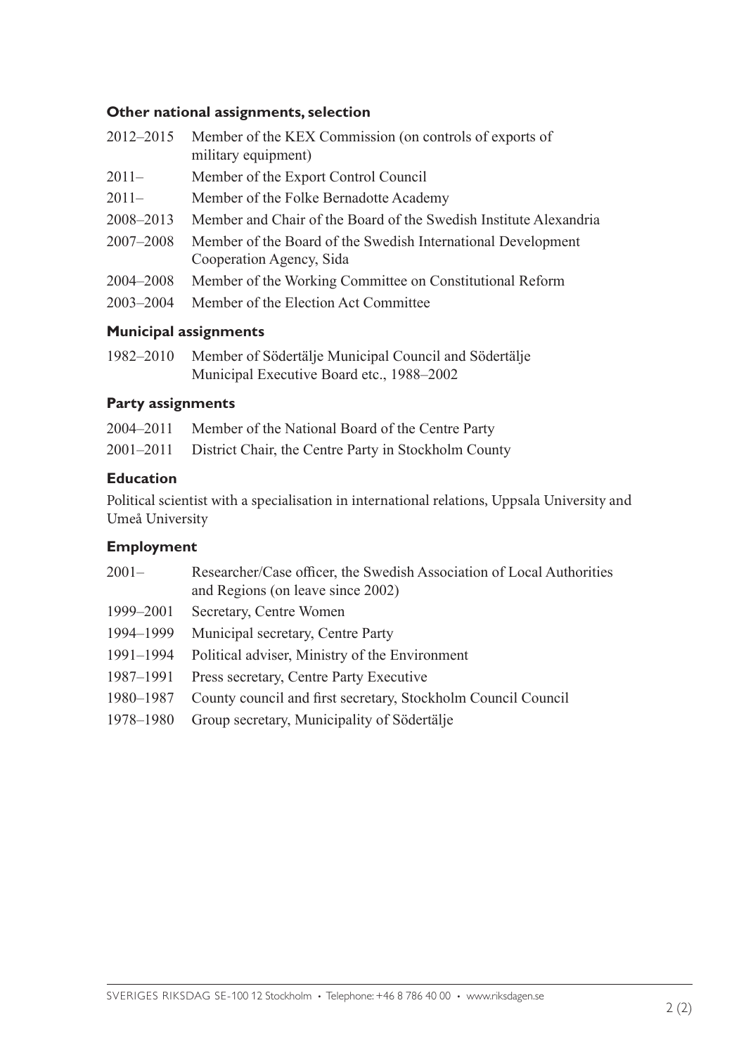### Other national assignments, selection

| | |
|---|---|
| 2012–2015 | Member of the KEX Commission (on controls of exports of military equipment) |
| 2011– | Member of the Export Control Council |
| 2011– | Member of the Folke Bernadotte Academy |
| 2008–2013 | Member and Chair of the Board of the Swedish Institute Alexandria |
| 2007–2008 | Member of the Board of the Swedish International Development Cooperation Agency, Sida |
| 2004–2008 | Member of the Working Committee on Constitutional Reform |
| 2003–2004 | Member of the Election Act Committee |

### Municipal assignments

| | |
|---|---|
| 1982–2010 | Member of Södertälje Municipal Council and Södertälje Municipal Executive Board etc., 1988–2002 |

### Party assignments

| | |
|---|---|
| 2004–2011 | Member of the National Board of the Centre Party |
| 2001–2011 | District Chair, the Centre Party in Stockholm County |

### Education

Political scientist with a specialisation in international relations, Uppsala University and Umeå University

### Employment

| | |
|---|---|
| 2001– | Researcher/Case officer, the Swedish Association of Local Authorities and Regions (on leave since 2002) |
| 1999–2001 | Secretary, Centre Women |
| 1994–1999 | Municipal secretary, Centre Party |
| 1991–1994 | Political adviser, Ministry of the Environment |
| 1987–1991 | Press secretary, Centre Party Executive |
| 1980–1987 | County council and first secretary, Stockholm Council Council |
| 1978–1980 | Group secretary, Municipality of Södertälje |